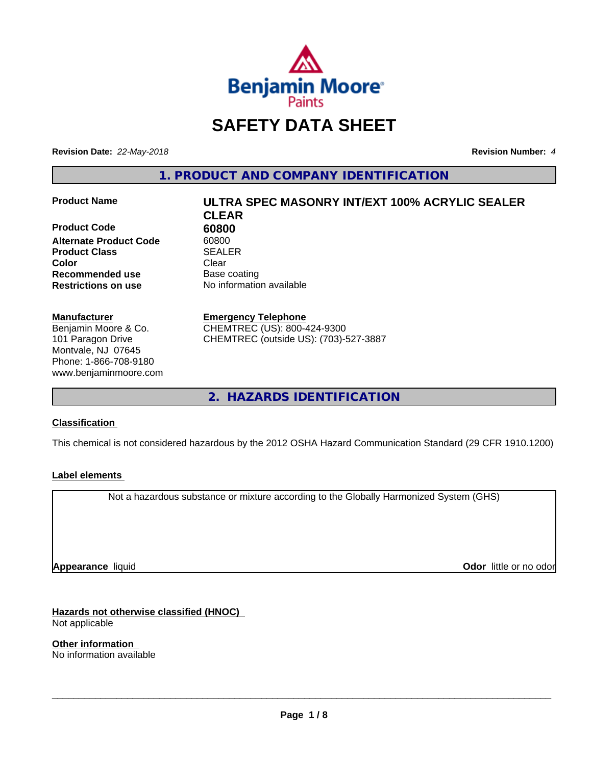# SAFETY DATA SHEET

**Revision Date:** *22-May-2018* **Revision Number:** *4*

## 1. PRODUCT AND COMPANY IDENTIFICATION

| | |
|---|---|
| **Product Name** | **ULTRA SPEC MASONRY INT/EXT 100% ACRYLIC SEALER CLEAR** |
| **Product Code** | **60800** |
| **Alternate Product Code** | 60800 |
| **Product Class** | SEALER |
| **Color** | Clear |
| **Recommended use** | Base coating |
| **Restrictions on use** | No information available |

**Manufacturer**
Benjamin Moore & Co.
101 Paragon Drive
Montvale, NJ 07645
Phone: 1-866-708-9180
www.benjaminmoore.com

**Emergency Telephone**
CHEMTREC (US): 800-424-9300
CHEMTREC (outside US): (703)-527-3887

## 2. HAZARDS IDENTIFICATION

### Classification

This chemical is not considered hazardous by the 2012 OSHA Hazard Communication Standard (29 CFR 1910.1200)

### Label elements

Not a hazardous substance or mixture according to the Globally Harmonized System (GHS)

**Appearance** liquid

**Odor** little or no odor

### Hazards not otherwise classified (HNOC)

Not applicable

### Other information

No information available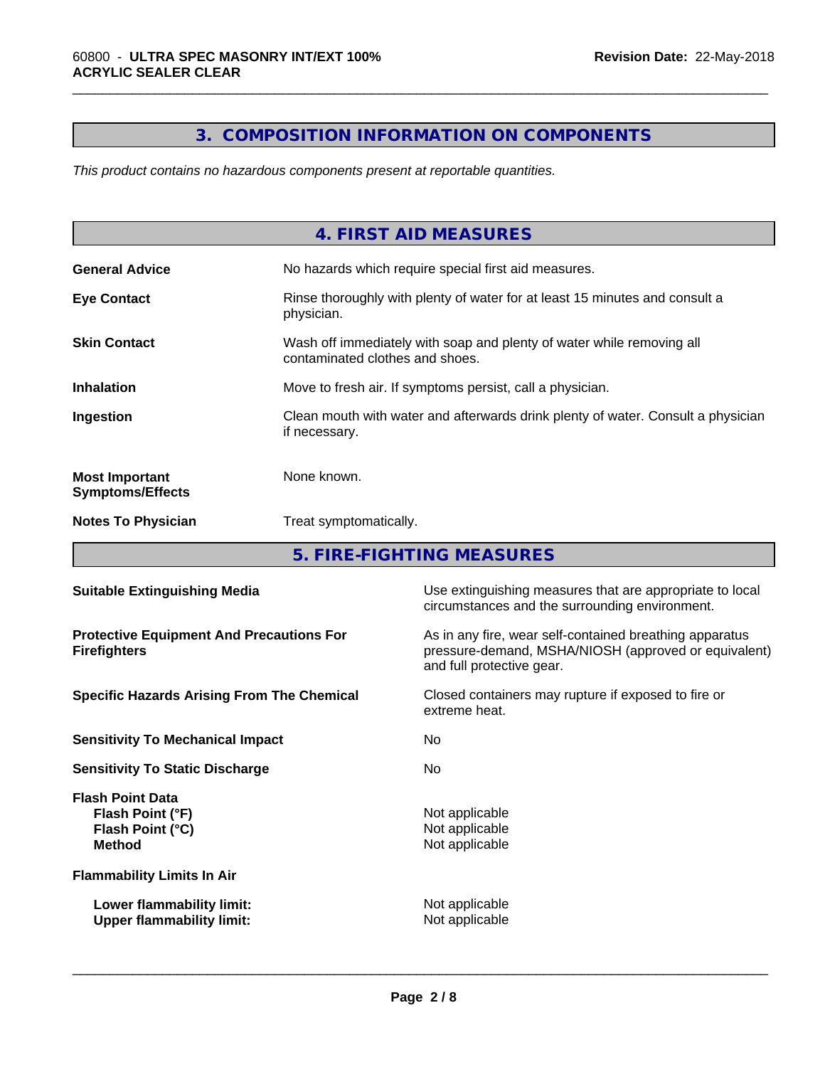## 3. COMPOSITION INFORMATION ON COMPONENTS

*This product contains no hazardous components present at reportable quantities.*

## 4. FIRST AID MEASURES

| | |
|---|---|
| **General Advice** | No hazards which require special first aid measures. |
| **Eye Contact** | Rinse thoroughly with plenty of water for at least 15 minutes and consult a physician. |
| **Skin Contact** | Wash off immediately with soap and plenty of water while removing all contaminated clothes and shoes. |
| **Inhalation** | Move to fresh air. If symptoms persist, call a physician. |
| **Ingestion** | Clean mouth with water and afterwards drink plenty of water. Consult a physician if necessary. |
| **Most Important Symptoms/Effects** | None known. |
| **Notes To Physician** | Treat symptomatically. |

## 5. FIRE-FIGHTING MEASURES

| | |
|---|---|
| **Suitable Extinguishing Media** | Use extinguishing measures that are appropriate to local circumstances and the surrounding environment. |
| **Protective Equipment And Precautions For Firefighters** | As in any fire, wear self-contained breathing apparatus pressure-demand, MSHA/NIOSH (approved or equivalent) and full protective gear. |
| **Specific Hazards Arising From The Chemical** | Closed containers may rupture if exposed to fire or extreme heat. |
| **Sensitivity To Mechanical Impact** | No |
| **Sensitivity To Static Discharge** | No |

**Flash Point Data**

| | |
|---|---|
| **Flash Point (°F)** | Not applicable |
| **Flash Point (°C)** | Not applicable |
| **Method** | Not applicable |

**Flammability Limits In Air**

| | |
|---|---|
| **Lower flammability limit:** | Not applicable |
| **Upper flammability limit:** | Not applicable |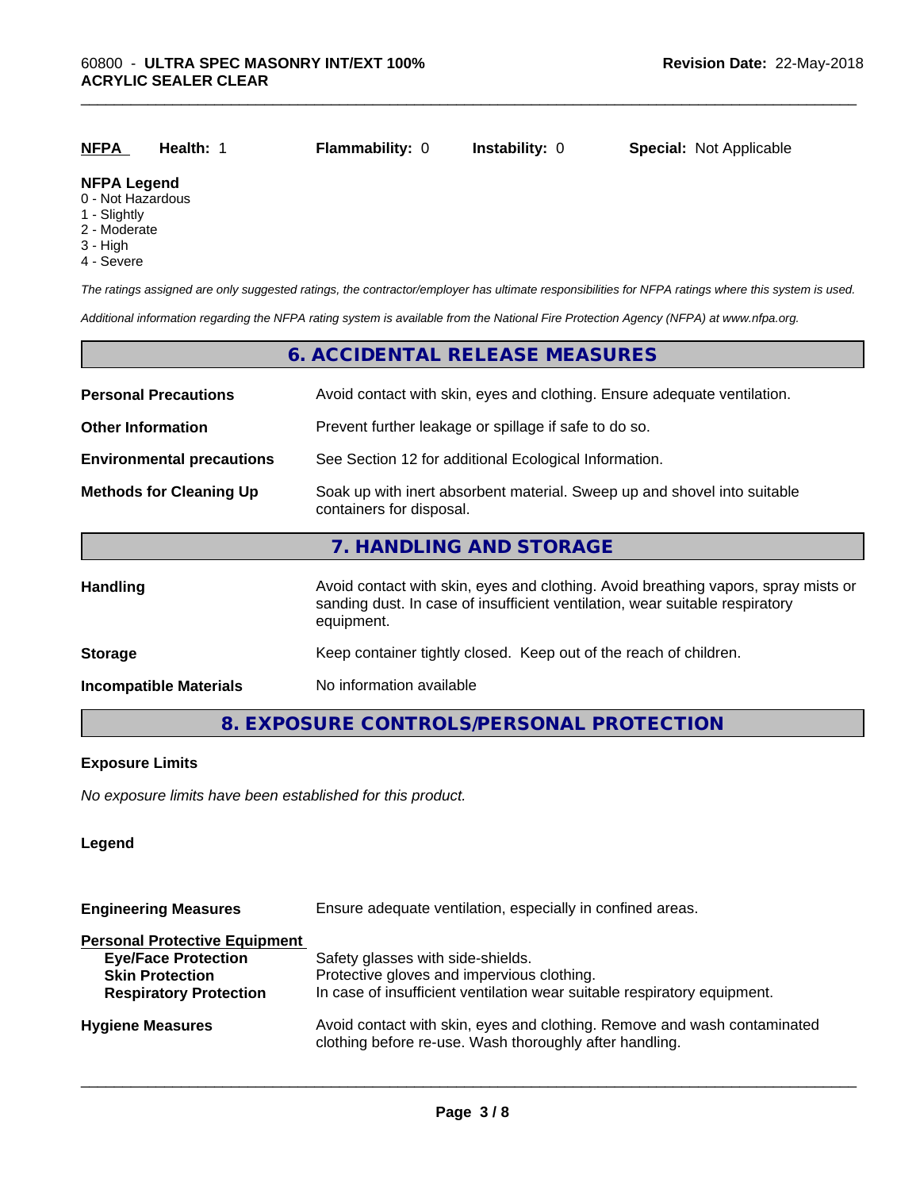| NFPA | Health: 1 | Flammability: 0 | Instability: 0 | Special: Not Applicable |
|---|---|---|---|---|

**NFPA Legend**
0 - Not Hazardous
1 - Slightly
2 - Moderate
3 - High
4 - Severe

*The ratings assigned are only suggested ratings, the contractor/employer has ultimate responsibilities for NFPA ratings where this system is used.*

*Additional information regarding the NFPA rating system is available from the National Fire Protection Agency (NFPA) at www.nfpa.org.*

## 6. ACCIDENTAL RELEASE MEASURES

| | |
|---|---|
| **Personal Precautions** | Avoid contact with skin, eyes and clothing. Ensure adequate ventilation. |
| **Other Information** | Prevent further leakage or spillage if safe to do so. |
| **Environmental precautions** | See Section 12 for additional Ecological Information. |
| **Methods for Cleaning Up** | Soak up with inert absorbent material. Sweep up and shovel into suitable containers for disposal. |

## 7. HANDLING AND STORAGE

| | |
|---|---|
| **Handling** | Avoid contact with skin, eyes and clothing. Avoid breathing vapors, spray mists or sanding dust. In case of insufficient ventilation, wear suitable respiratory equipment. |
| **Storage** | Keep container tightly closed. Keep out of the reach of children. |
| **Incompatible Materials** | No information available |

## 8. EXPOSURE CONTROLS/PERSONAL PROTECTION

**Exposure Limits**

*No exposure limits have been established for this product.*

**Legend**

**Engineering Measures** — Ensure adequate ventilation, especially in confined areas.

**Personal Protective Equipment**

| | |
|---|---|
| **Eye/Face Protection** | Safety glasses with side-shields. |
| **Skin Protection** | Protective gloves and impervious clothing. |
| **Respiratory Protection** | In case of insufficient ventilation wear suitable respiratory equipment. |

**Hygiene Measures** — Avoid contact with skin, eyes and clothing. Remove and wash contaminated clothing before re-use. Wash thoroughly after handling.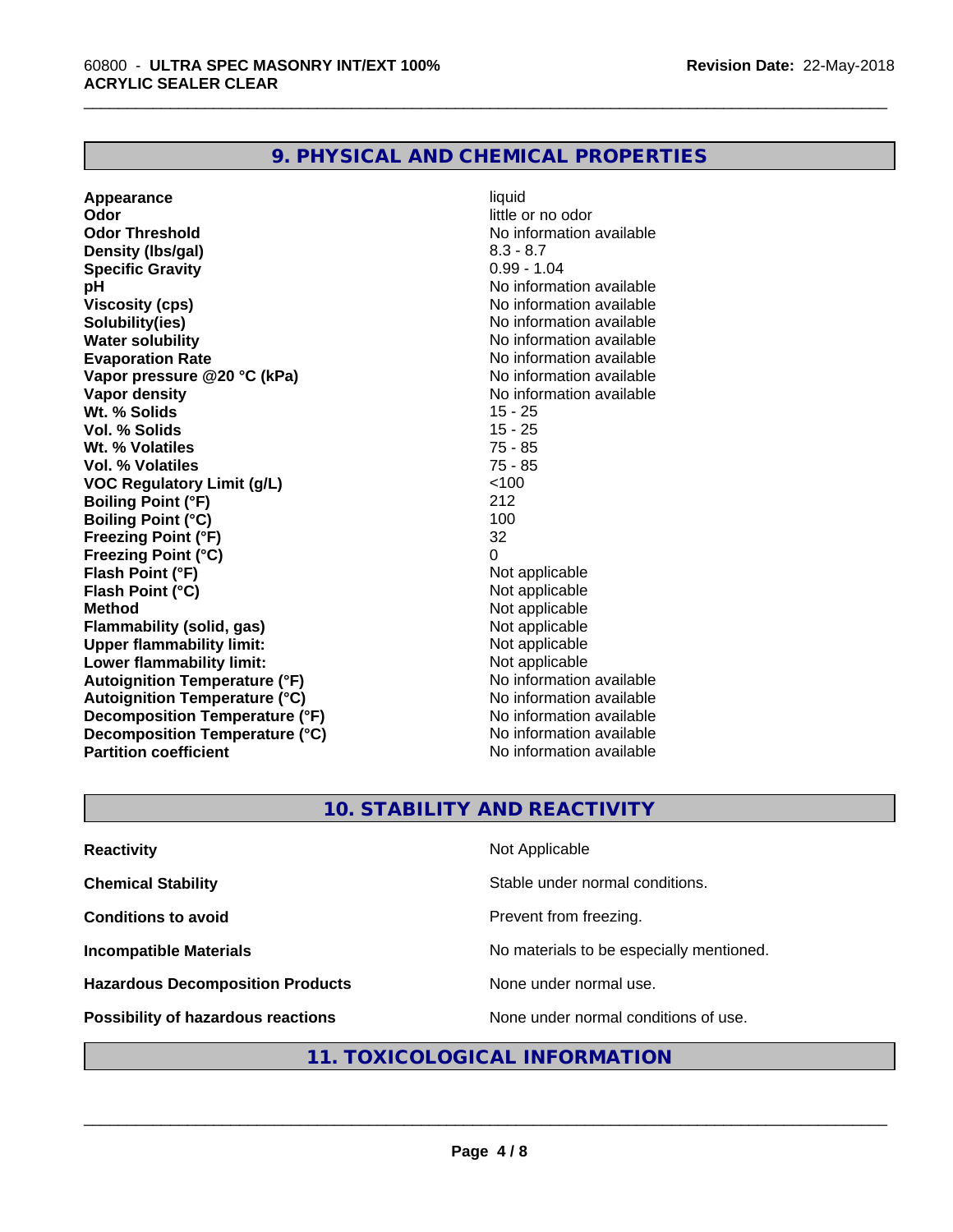## 9. PHYSICAL AND CHEMICAL PROPERTIES

| | |
|---|---|
| **Appearance** | liquid |
| **Odor** | little or no odor |
| **Odor Threshold** | No information available |
| **Density (lbs/gal)** | 8.3 - 8.7 |
| **Specific Gravity** | 0.99 - 1.04 |
| **pH** | No information available |
| **Viscosity (cps)** | No information available |
| **Solubility(ies)** | No information available |
| **Water solubility** | No information available |
| **Evaporation Rate** | No information available |
| **Vapor pressure @20 °C (kPa)** | No information available |
| **Vapor density** | No information available |
| **Wt. % Solids** | 15 - 25 |
| **Vol. % Solids** | 15 - 25 |
| **Wt. % Volatiles** | 75 - 85 |
| **Vol. % Volatiles** | 75 - 85 |
| **VOC Regulatory Limit (g/L)** | <100 |
| **Boiling Point (°F)** | 212 |
| **Boiling Point (°C)** | 100 |
| **Freezing Point (°F)** | 32 |
| **Freezing Point (°C)** | 0 |
| **Flash Point (°F)** | Not applicable |
| **Flash Point (°C)** | Not applicable |
| **Method** | Not applicable |
| **Flammability (solid, gas)** | Not applicable |
| **Upper flammability limit:** | Not applicable |
| **Lower flammability limit:** | Not applicable |
| **Autoignition Temperature (°F)** | No information available |
| **Autoignition Temperature (°C)** | No information available |
| **Decomposition Temperature (°F)** | No information available |
| **Decomposition Temperature (°C)** | No information available |
| **Partition coefficient** | No information available |

## 10. STABILITY AND REACTIVITY

| | |
|---|---|
| **Reactivity** | Not Applicable |
| **Chemical Stability** | Stable under normal conditions. |
| **Conditions to avoid** | Prevent from freezing. |
| **Incompatible Materials** | No materials to be especially mentioned. |
| **Hazardous Decomposition Products** | None under normal use. |
| **Possibility of hazardous reactions** | None under normal conditions of use. |

## 11. TOXICOLOGICAL INFORMATION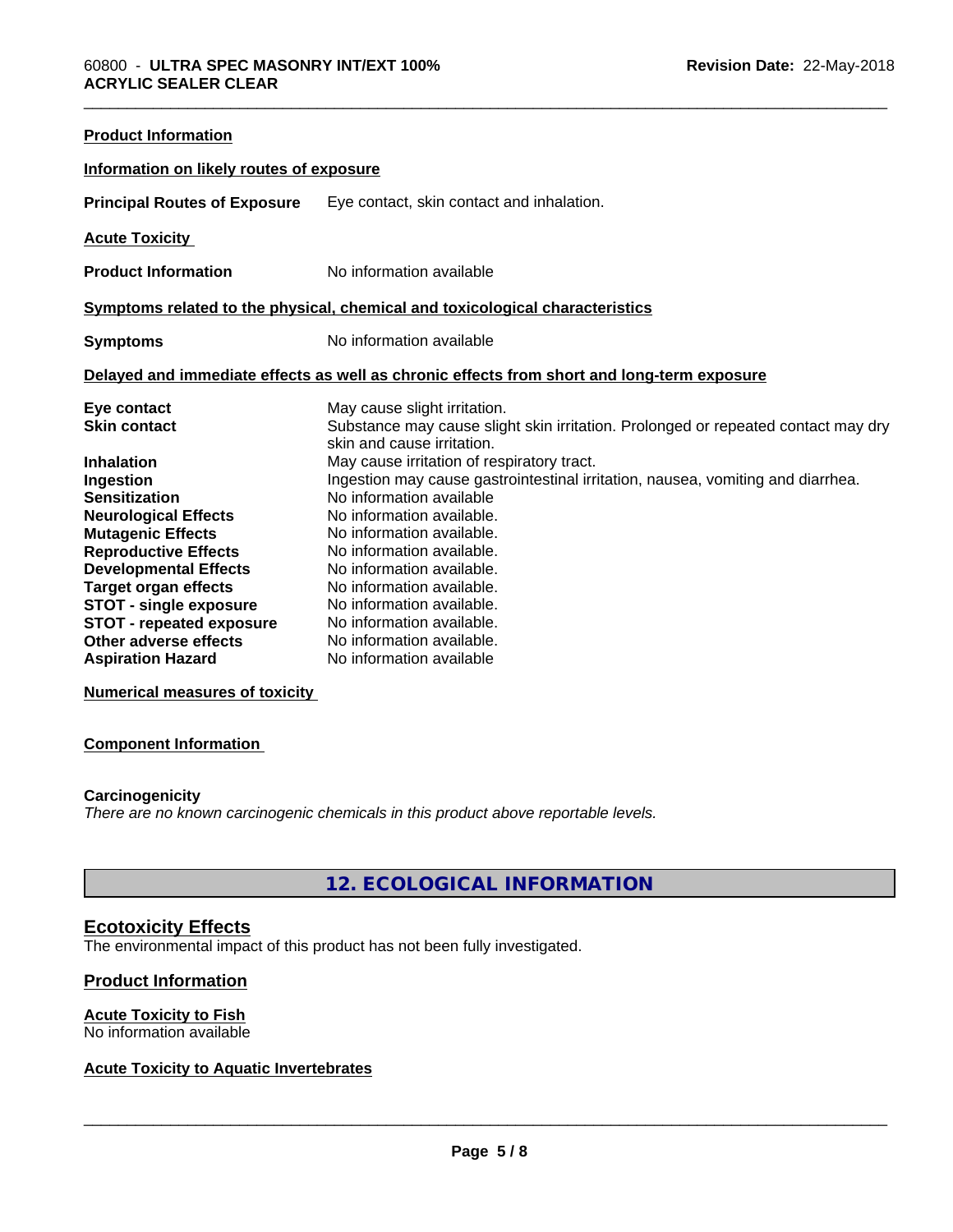**Product Information**

**Information on likely routes of exposure**

| | |
|---|---|
| **Principal Routes of Exposure** | Eye contact, skin contact and inhalation. |

**Acute Toxicity**

| | |
|---|---|
| **Product Information** | No information available |

**Symptoms related to the physical, chemical and toxicological characteristics**

| | |
|---|---|
| **Symptoms** | No information available |

**Delayed and immediate effects as well as chronic effects from short and long-term exposure**

| | |
|---|---|
| **Eye contact** | May cause slight irritation. |
| **Skin contact** | Substance may cause slight skin irritation. Prolonged or repeated contact may dry skin and cause irritation. |
| **Inhalation** | May cause irritation of respiratory tract. |
| **Ingestion** | Ingestion may cause gastrointestinal irritation, nausea, vomiting and diarrhea. |
| **Sensitization** | No information available |
| **Neurological Effects** | No information available. |
| **Mutagenic Effects** | No information available. |
| **Reproductive Effects** | No information available. |
| **Developmental Effects** | No information available. |
| **Target organ effects** | No information available. |
| **STOT - single exposure** | No information available. |
| **STOT - repeated exposure** | No information available. |
| **Other adverse effects** | No information available. |
| **Aspiration Hazard** | No information available |

**Numerical measures of toxicity**

**Component Information**

**Carcinogenicity**

*There are no known carcinogenic chemicals in this product above reportable levels.*

## 12. ECOLOGICAL INFORMATION

### Ecotoxicity Effects

The environmental impact of this product has not been fully investigated.

### Product Information

**Acute Toxicity to Fish**

No information available

**Acute Toxicity to Aquatic Invertebrates**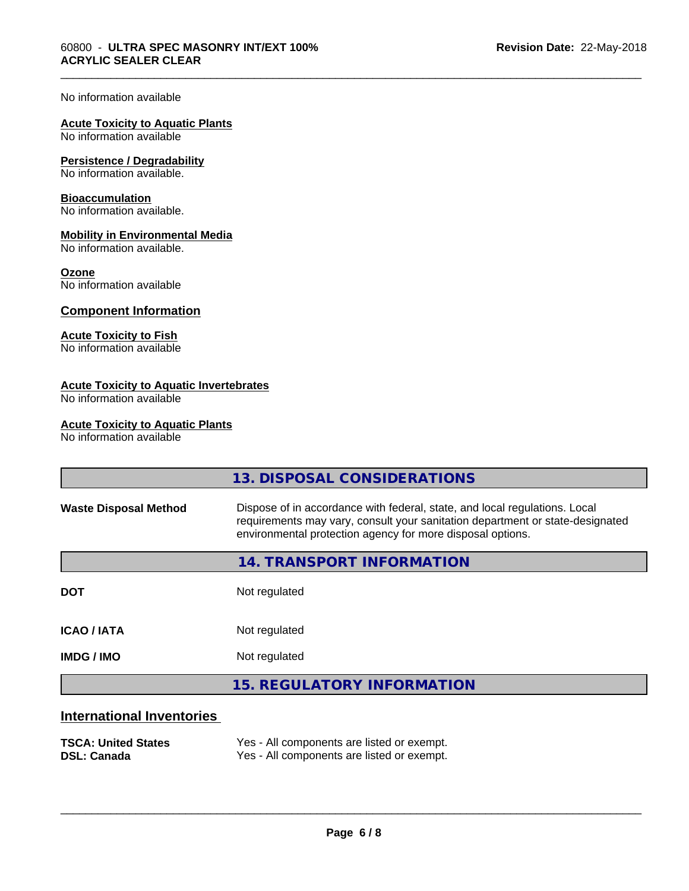No information available

**Acute Toxicity to Aquatic Plants**
No information available

**Persistence / Degradability**
No information available.

**Bioaccumulation**
No information available.

**Mobility in Environmental Media**
No information available.

**Ozone**
No information available

### Component Information

**Acute Toxicity to Fish**
No information available

**Acute Toxicity to Aquatic Invertebrates**
No information available

**Acute Toxicity to Aquatic Plants**
No information available

## 13. DISPOSAL CONSIDERATIONS

| | |
|---|---|
| **Waste Disposal Method** | Dispose of in accordance with federal, state, and local regulations. Local requirements may vary, consult your sanitation department or state-designated environmental protection agency for more disposal options. |

## 14. TRANSPORT INFORMATION

| | |
|---|---|
| **DOT** | Not regulated |
| **ICAO / IATA** | Not regulated |
| **IMDG / IMO** | Not regulated |

## 15. REGULATORY INFORMATION

### International Inventories

| | |
|---|---|
| **TSCA: United States** | Yes - All components are listed or exempt. |
| **DSL: Canada** | Yes - All components are listed or exempt. |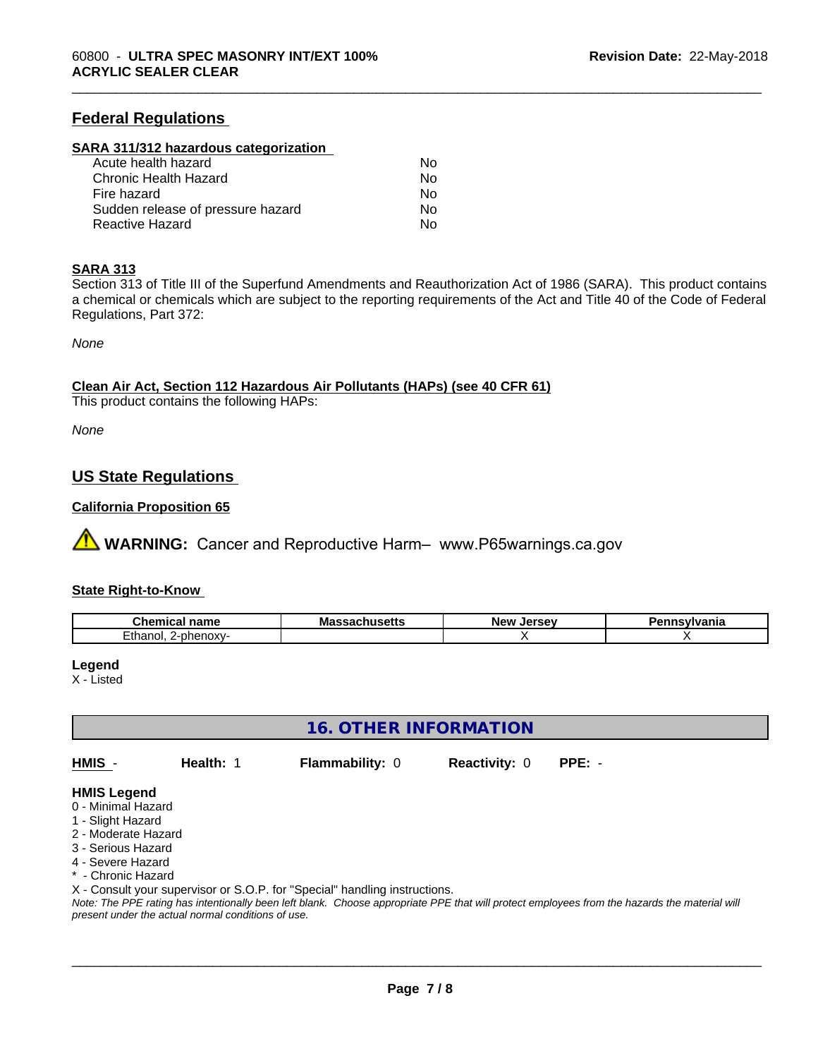## Federal Regulations

### SARA 311/312 hazardous categorization

| | |
|---|---|
| Acute health hazard | No |
| Chronic Health Hazard | No |
| Fire hazard | No |
| Sudden release of pressure hazard | No |
| Reactive Hazard | No |

### SARA 313

Section 313 of Title III of the Superfund Amendments and Reauthorization Act of 1986 (SARA). This product contains a chemical or chemicals which are subject to the reporting requirements of the Act and Title 40 of the Code of Federal Regulations, Part 372:

*None*

### Clean Air Act, Section 112 Hazardous Air Pollutants (HAPs) (see 40 CFR 61)

This product contains the following HAPs:

*None*

## US State Regulations

### California Proposition 65

⚠ **WARNING:** Cancer and Reproductive Harm– www.P65warnings.ca.gov

### State Right-to-Know

| Chemical name | Massachusetts | New Jersey | Pennsylvania |
|---|---|---|---|
| Ethanol, 2-phenoxy- | | X | X |

**Legend**
X - Listed

## 16. OTHER INFORMATION

**HMIS** - **Health:** 1 **Flammability:** 0 **Reactivity:** 0 **PPE:** -

**HMIS Legend**
0 - Minimal Hazard
1 - Slight Hazard
2 - Moderate Hazard
3 - Serious Hazard
4 - Severe Hazard
* - Chronic Hazard
X - Consult your supervisor or S.O.P. for "Special" handling instructions.

*Note: The PPE rating has intentionally been left blank. Choose appropriate PPE that will protect employees from the hazards the material will present under the actual normal conditions of use.*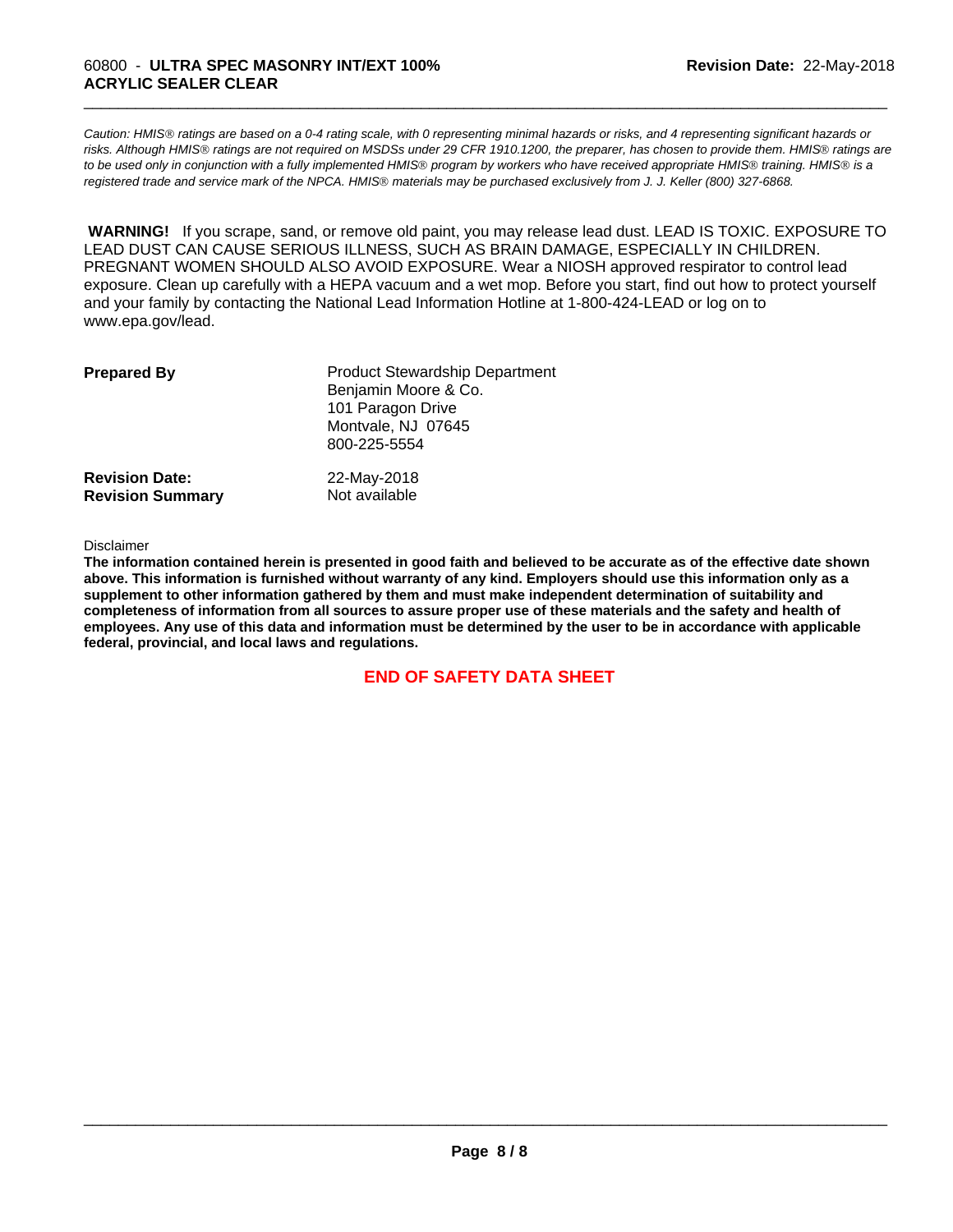*Caution: HMIS® ratings are based on a 0-4 rating scale, with 0 representing minimal hazards or risks, and 4 representing significant hazards or risks. Although HMIS® ratings are not required on MSDSs under 29 CFR 1910.1200, the preparer, has chosen to provide them. HMIS® ratings are to be used only in conjunction with a fully implemented HMIS® program by workers who have received appropriate HMIS® training. HMIS® is a registered trade and service mark of the NPCA. HMIS® materials may be purchased exclusively from J. J. Keller (800) 327-6868.*

**WARNING!** If you scrape, sand, or remove old paint, you may release lead dust. LEAD IS TOXIC. EXPOSURE TO LEAD DUST CAN CAUSE SERIOUS ILLNESS, SUCH AS BRAIN DAMAGE, ESPECIALLY IN CHILDREN. PREGNANT WOMEN SHOULD ALSO AVOID EXPOSURE. Wear a NIOSH approved respirator to control lead exposure. Clean up carefully with a HEPA vacuum and a wet mop. Before you start, find out how to protect yourself and your family by contacting the National Lead Information Hotline at 1-800-424-LEAD or log on to www.epa.gov/lead.

| | |
|---|---|
| **Prepared By** | Product Stewardship Department<br>Benjamin Moore & Co.<br>101 Paragon Drive<br>Montvale, NJ 07645<br>800-225-5554 |
| **Revision Date:** | 22-May-2018 |
| **Revision Summary** | Not available |

Disclaimer

**The information contained herein is presented in good faith and believed to be accurate as of the effective date shown above. This information is furnished without warranty of any kind. Employers should use this information only as a supplement to other information gathered by them and must make independent determination of suitability and completeness of information from all sources to assure proper use of these materials and the safety and health of employees. Any use of this data and information must be determined by the user to be in accordance with applicable federal, provincial, and local laws and regulations.**

**END OF SAFETY DATA SHEET**